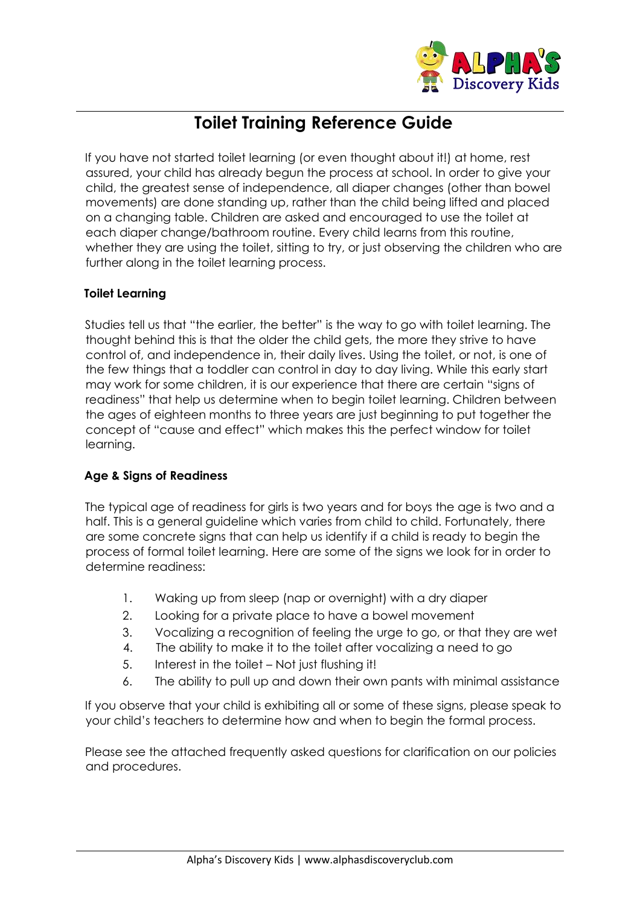# Toilet Training Reference Guide

If you have not started toilet learning (or even thought about it!) at home, rest assured, your child has already begun the process at school. In order to give your child, the greatest sense of independence, all diaper changes (other than bowel movements) are done standing up, rather than the child being lifted and placed on a changing table. Children are asked and encouraged to use the toilet at each diaper change/bathroom routine. Every child learns from this routine, whether they are using the toilet, sitting to try, or just observing the children who are further along in the toilet learning process.

### Toilet Learning

Studies tell us that "the earlier, the better" is the way to go with toilet learning. The thought behind this is that the older the child gets, the more they strive to have control of, and independence in, their daily lives. Using the toilet, or not, is one of the few things that a toddler can control in day to day living. While this early start may work for some children, it is our experience that there are certain "signs of readiness" that help us determine when to begin toilet learning. Children between the ages of eighteen months to three years are just beginning to put together the concept of "cause and effect" which makes this the perfect window for toilet learning.

### Age & Signs of Readiness

The typical age of readiness for girls is two years and for boys the age is two and a half. This is a general guideline which varies from child to child. Fortunately, there are some concrete signs that can help us identify if a child is ready to begin the process of formal toilet learning. Here are some of the signs we look for in order to determine readiness:

1. Waking up from sleep (nap or overnight) with a dry diaper
2. Looking for a private place to have a bowel movement
3. Vocalizing a recognition of feeling the urge to go, or that they are wet
4. The ability to make it to the toilet after vocalizing a need to go
5. Interest in the toilet – Not just flushing it!
6. The ability to pull up and down their own pants with minimal assistance

If you observe that your child is exhibiting all or some of these signs, please speak to your child's teachers to determine how and when to begin the formal process.

Please see the attached frequently asked questions for clarification on our policies and procedures.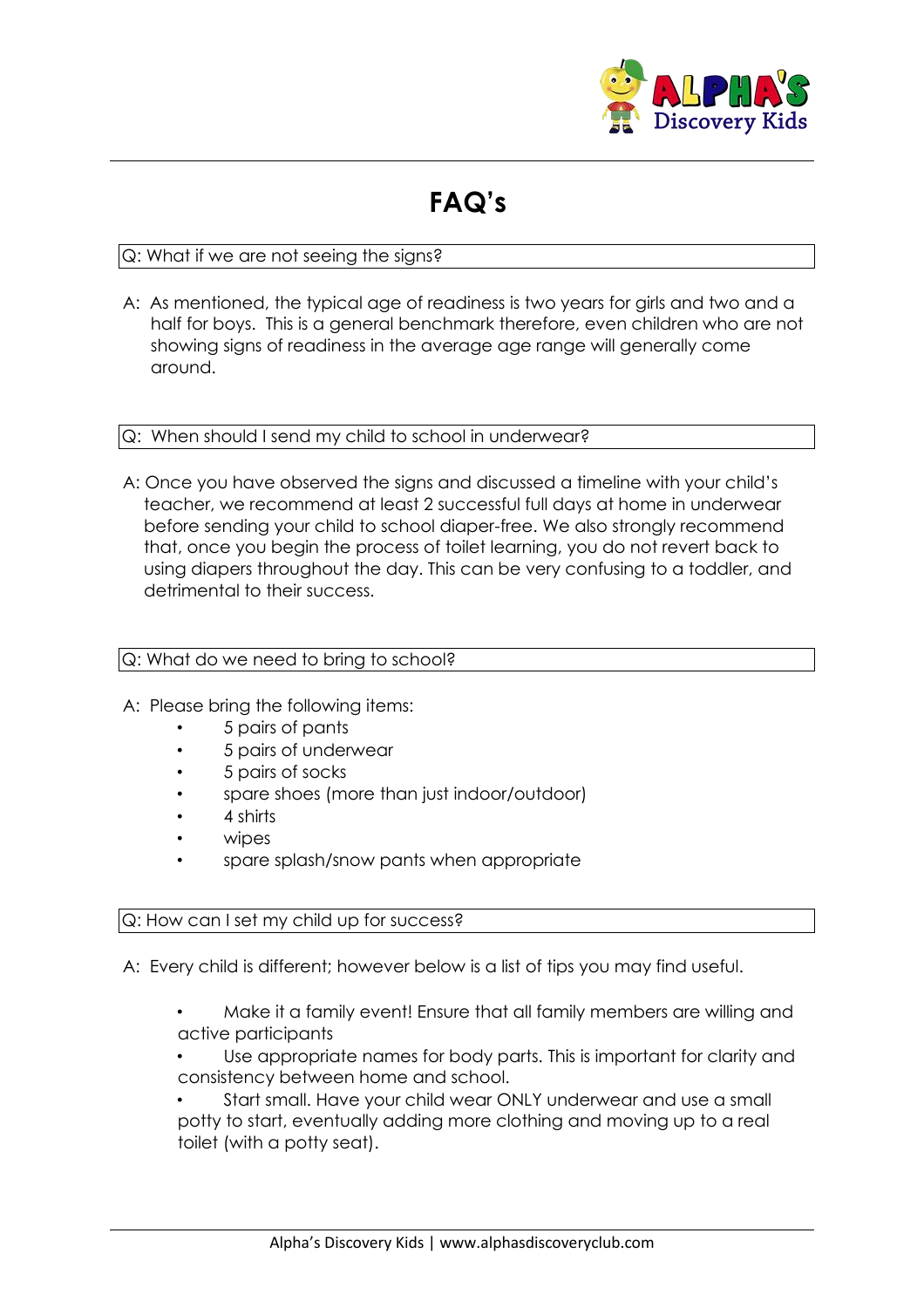// FAQ's

**Q: What if we are not seeing the signs?**

A: As mentioned, the typical age of readiness is two years for girls and two and a half for boys. This is a general benchmark therefore, even children who are not showing signs of readiness in the average age range will generally come around.

**Q: When should I send my child to school in underwear?**

A: Once you have observed the signs and discussed a timeline with your child's teacher, we recommend at least 2 successful full days at home in underwear before sending your child to school diaper-free. We also strongly recommend that, once you begin the process of toilet learning, you do not revert back to using diapers throughout the day. This can be very confusing to a toddler, and detrimental to their success.

**Q: What do we need to bring to school?**

A: Please bring the following items:

- 5 pairs of pants
- 5 pairs of underwear
- 5 pairs of socks
- spare shoes (more than just indoor/outdoor)
- 4 shirts
- wipes
- spare splash/snow pants when appropriate

**Q: How can I set my child up for success?**

A: Every child is different; however below is a list of tips you may find useful.

- Make it a family event! Ensure that all family members are willing and active participants
- Use appropriate names for body parts. This is important for clarity and consistency between home and school.
- Start small. Have your child wear ONLY underwear and use a small potty to start, eventually adding more clothing and moving up to a real toilet (with a potty seat).

# FAQ's

**Q: What if we are not seeing the signs?**

A: As mentioned, the typical age of readiness is two years for girls and two and a half for boys. This is a general benchmark therefore, even children who are not showing signs of readiness in the average age range will generally come around.

**Q: When should I send my child to school in underwear?**

A: Once you have observed the signs and discussed a timeline with your child's teacher, we recommend at least 2 successful full days at home in underwear before sending your child to school diaper-free. We also strongly recommend that, once you begin the process of toilet learning, you do not revert back to using diapers throughout the day. This can be very confusing to a toddler, and detrimental to their success.

**Q: What do we need to bring to school?**

A: Please bring the following items:

- 5 pairs of pants
- 5 pairs of underwear
- 5 pairs of socks
- spare shoes (more than just indoor/outdoor)
- 4 shirts
- wipes
- spare splash/snow pants when appropriate

**Q: How can I set my child up for success?**

A: Every child is different; however below is a list of tips you may find useful.

- Make it a family event! Ensure that all family members are willing and active participants
- Use appropriate names for body parts. This is important for clarity and consistency between home and school.
- Start small. Have your child wear ONLY underwear and use a small potty to start, eventually adding more clothing and moving up to a real toilet (with a potty seat).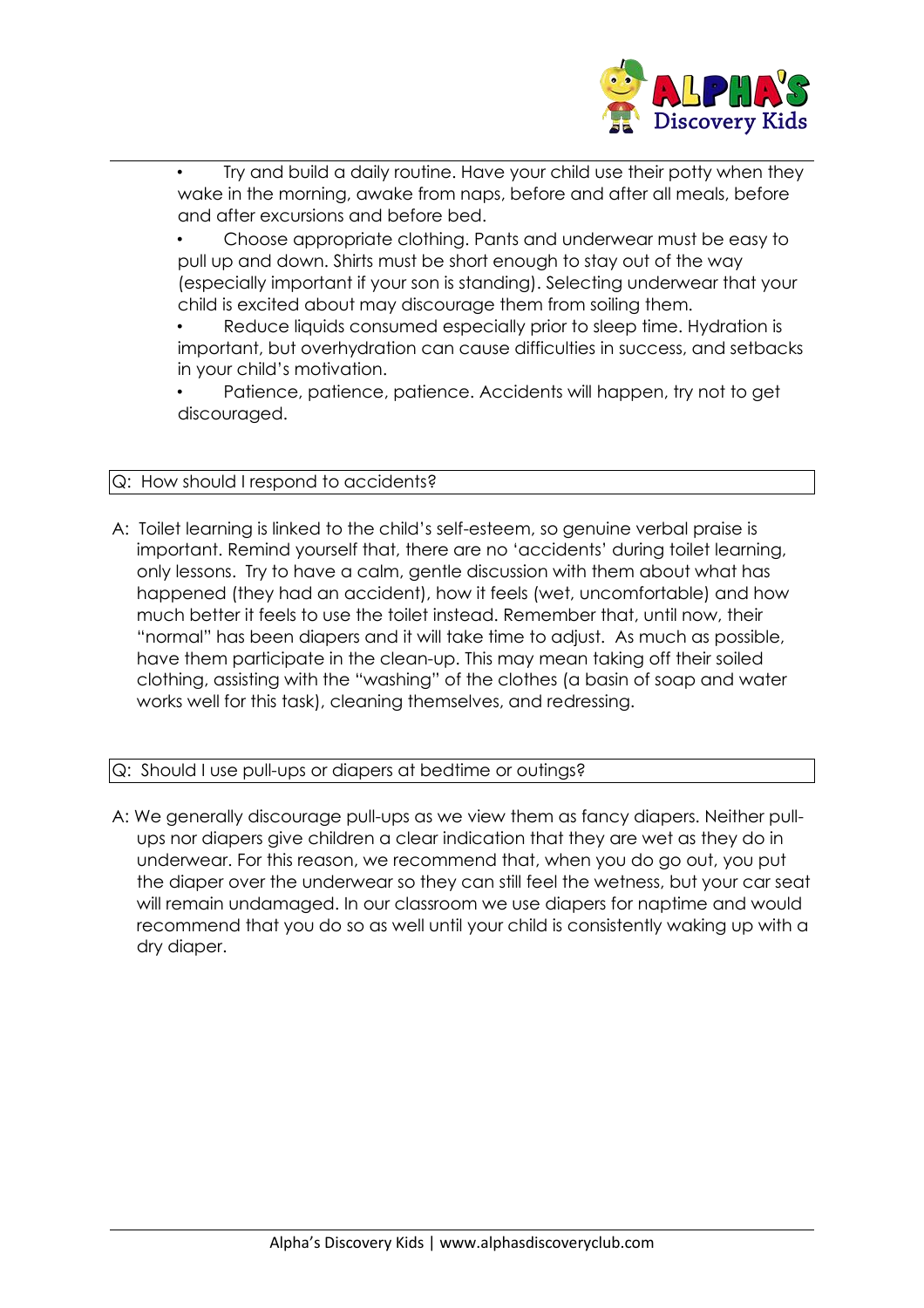- Try and build a daily routine. Have your child use their potty when they wake in the morning, awake from naps, before and after all meals, before and after excursions and before bed.
- Choose appropriate clothing. Pants and underwear must be easy to pull up and down. Shirts must be short enough to stay out of the way (especially important if your son is standing). Selecting underwear that your child is excited about may discourage them from soiling them.
- Reduce liquids consumed especially prior to sleep time. Hydration is important, but overhydration can cause difficulties in success, and setbacks in your child's motivation.
- Patience, patience, patience. Accidents will happen, try not to get discouraged.

**Q: How should I respond to accidents?**

A: Toilet learning is linked to the child's self-esteem, so genuine verbal praise is important. Remind yourself that, there are no 'accidents' during toilet learning, only lessons. Try to have a calm, gentle discussion with them about what has happened (they had an accident), how it feels (wet, uncomfortable) and how much better it feels to use the toilet instead. Remember that, until now, their "normal" has been diapers and it will take time to adjust. As much as possible, have them participate in the clean-up. This may mean taking off their soiled clothing, assisting with the "washing" of the clothes (a basin of soap and water works well for this task), cleaning themselves, and redressing.

**Q: Should I use pull-ups or diapers at bedtime or outings?**

A: We generally discourage pull-ups as we view them as fancy diapers. Neither pull-ups nor diapers give children a clear indication that they are wet as they do in underwear. For this reason, we recommend that, when you do go out, you put the diaper over the underwear so they can still feel the wetness, but your car seat will remain undamaged. In our classroom we use diapers for naptime and would recommend that you do so as well until your child is consistently waking up with a dry diaper.